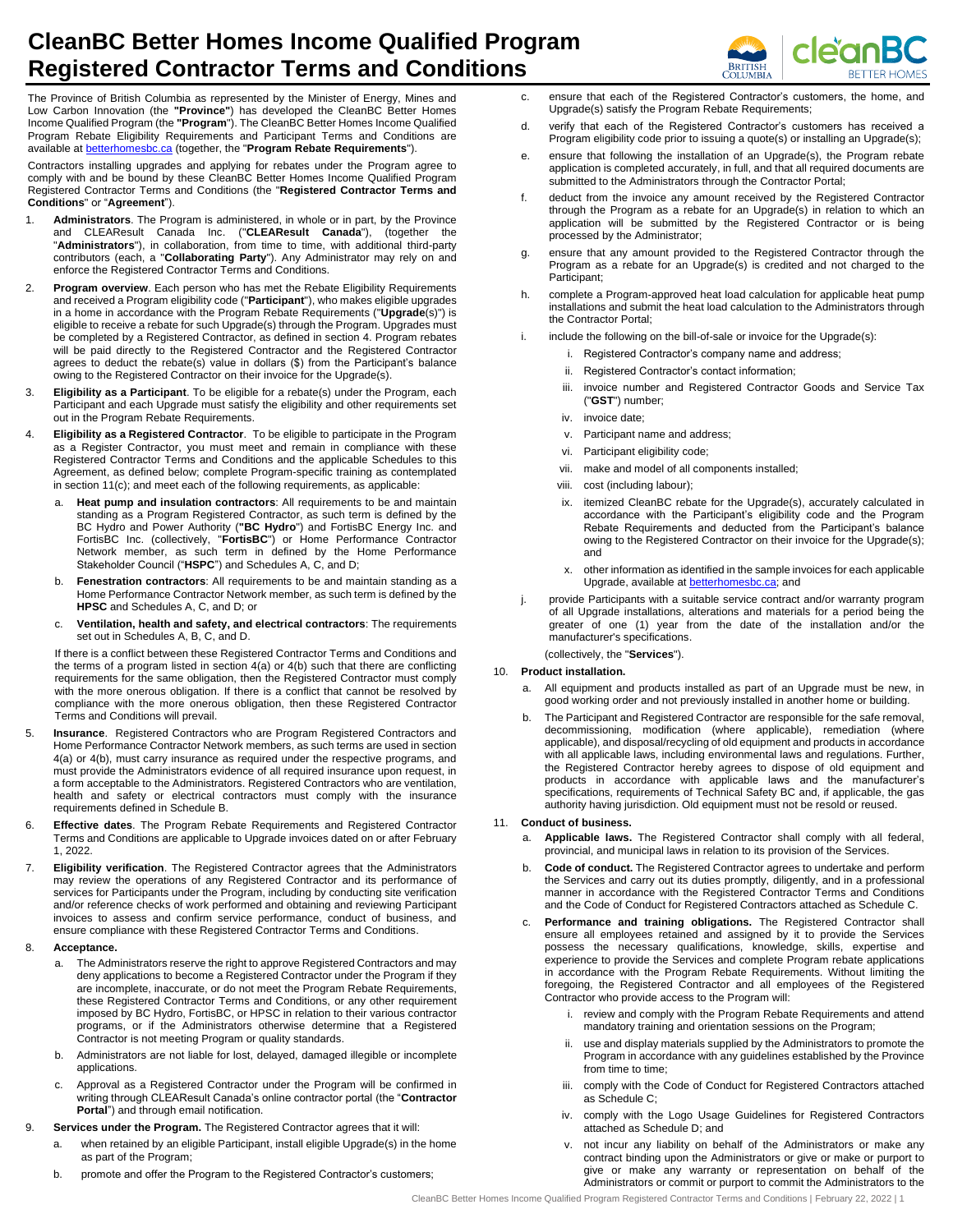# CleanBC Better Homes Income Qualified Program Registered Contractor Terms and Conditions

The Province of British Columbia as represented by the Minister of Energy, Mines and Low Carbon Innovation (the **"Province"**) has developed the CleanBC Better Homes Income Qualified Program (the **"Program"**). The CleanBC Better Homes Income Qualified Program Rebate Eligibility Requirements and Participant Terms and Conditions are available at betterhomesbc.ca (together, the "**Program Rebate Requirements**").

Contractors installing upgrades and applying for rebates under the Program agree to comply with and be bound by these CleanBC Better Homes Income Qualified Program Registered Contractor Terms and Conditions (the "**Registered Contractor Terms and Conditions**" or "**Agreement**").

1. **Administrators**. The Program is administered, in whole or in part, by the Province and CLEAResult Canada Inc. ("**CLEAResult Canada**"), (together the "**Administrators**"), in collaboration, from time to time, with additional third-party contributors (each, a "**Collaborating Party**"). Any Administrator may rely on and enforce the Registered Contractor Terms and Conditions.

2. **Program overview**. Each person who has met the Rebate Eligibility Requirements and received a Program eligibility code ("**Participant**"), who makes eligible upgrades in a home in accordance with the Program Rebate Requirements ("**Upgrade**(s)") is eligible to receive a rebate for such Upgrade(s) through the Program. Upgrades must be completed by a Registered Contractor, as defined in section 4. Program rebates will be paid directly to the Registered Contractor and the Registered Contractor agrees to deduct the rebate(s) value in dollars ($) from the Participant's balance owing to the Registered Contractor on their invoice for the Upgrade(s).

3. **Eligibility as a Participant**. To be eligible for a rebate(s) under the Program, each Participant and each Upgrade must satisfy the eligibility and other requirements set out in the Program Rebate Requirements.

4. **Eligibility as a Registered Contractor**. To be eligible to participate in the Program as a Register Contractor, you must meet and remain in compliance with these Registered Contractor Terms and Conditions and the applicable Schedules to this Agreement, as defined below; complete Program-specific training as contemplated in section 11(c); and meet each of the following requirements, as applicable:
   a. **Heat pump and insulation contractors**: All requirements to be and maintain standing as a Program Registered Contractor, as such term is defined by the BC Hydro and Power Authority (**"BC Hydro"**) and FortisBC Energy Inc. and FortisBC Inc. (collectively, "**FortisBC**") or Home Performance Contractor Network member, as such term in defined by the Home Performance Stakeholder Council ("**HSPC**") and Schedules A, C, and D;
   b. **Fenestration contractors**: All requirements to be and maintain standing as a Home Performance Contractor Network member, as such term is defined by the **HPSC** and Schedules A, C, and D; or
   c. **Ventilation, health and safety, and electrical contractors**: The requirements set out in Schedules A, B, C, and D.

   If there is a conflict between these Registered Contractor Terms and Conditions and the terms of a program listed in section 4(a) or 4(b) such that there are conflicting requirements for the same obligation, then the Registered Contractor must comply with the more onerous obligation. If there is a conflict that cannot be resolved by compliance with the more onerous obligation, then these Registered Contractor Terms and Conditions will prevail.

5. **Insurance**. Registered Contractors who are Program Registered Contractors and Home Performance Contractor Network members, as such terms are used in section 4(a) or 4(b), must carry insurance as required under the respective programs, and must provide the Administrators evidence of all required insurance upon request, in a form acceptable to the Administrators. Registered Contractors who are ventilation, health and safety or electrical contractors must comply with the insurance requirements defined in Schedule B.

6. **Effective dates**. The Program Rebate Requirements and Registered Contractor Terms and Conditions are applicable to Upgrade invoices dated on or after February 1, 2022.

7. **Eligibility verification**. The Registered Contractor agrees that the Administrators may review the operations of any Registered Contractor and its performance of services for Participants under the Program, including by conducting site verification and/or reference checks of work performed and obtaining and reviewing Participant invoices to assess and confirm service performance, conduct of business, and ensure compliance with these Registered Contractor Terms and Conditions.

8. **Acceptance.**
   a. The Administrators reserve the right to approve Registered Contractors and may deny applications to become a Registered Contractor under the Program if they are incomplete, inaccurate, or do not meet the Program Rebate Requirements, these Registered Contractor Terms and Conditions, or any other requirement imposed by BC Hydro, FortisBC, or HPSC in relation to their various contractor programs, or if the Administrators otherwise determine that a Registered Contractor is not meeting Program or quality standards.
   b. Administrators are not liable for lost, delayed, damaged illegible or incomplete applications.
   c. Approval as a Registered Contractor under the Program will be confirmed in writing through CLEAResult Canada's online contractor portal (the "**Contractor Portal**") and through email notification.

9. **Services under the Program.** The Registered Contractor agrees that it will:
   a. when retained by an eligible Participant, install eligible Upgrade(s) in the home as part of the Program;
   b. promote and offer the Program to the Registered Contractor's customers;
   c. ensure that each of the Registered Contractor's customers, the home, and Upgrade(s) satisfy the Program Rebate Requirements;
   d. verify that each of the Registered Contractor's customers has received a Program eligibility code prior to issuing a quote(s) or installing an Upgrade(s);
   e. ensure that following the installation of an Upgrade(s), the Program rebate application is completed accurately, in full, and that all required documents are submitted to the Administrators through the Contractor Portal;
   f. deduct from the invoice any amount received by the Registered Contractor through the Program as a rebate for an Upgrade(s) in relation to which an application will be submitted by the Registered Contractor or is being processed by the Administrator;
   g. ensure that any amount provided to the Registered Contractor through the Program as a rebate for an Upgrade(s) is credited and not charged to the Participant;
   h. complete a Program-approved heat load calculation for applicable heat pump installations and submit the heat load calculation to the Administrators through the Contractor Portal;
   i. include the following on the bill-of-sale or invoice for the Upgrade(s):
      i. Registered Contractor's company name and address;
      ii. Registered Contractor's contact information;
      iii. invoice number and Registered Contractor Goods and Service Tax ("**GST**") number;
      iv. invoice date;
      v. Participant name and address;
      vi. Participant eligibility code;
      vii. make and model of all components installed;
      viii. cost (including labour);
      ix. itemized CleanBC rebate for the Upgrade(s), accurately calculated in accordance with the Participant's eligibility code and the Program Rebate Requirements and deducted from the Participant's balance owing to the Registered Contractor on their invoice for the Upgrade(s); and
      x. other information as identified in the sample invoices for each applicable Upgrade, available at betterhomesbc.ca; and
   j. provide Participants with a suitable service contract and/or warranty program of all Upgrade installations, alterations and materials for a period being the greater of one (1) year from the date of the installation and/or the manufacturer's specifications.

   (collectively, the "**Services**").

10. **Product installation.**
    a. All equipment and products installed as part of an Upgrade must be new, in good working order and not previously installed in another home or building.
    b. The Participant and Registered Contractor are responsible for the safe removal, decommissioning, modification (where applicable), remediation (where applicable), and disposal/recycling of old equipment and products in accordance with all applicable laws, including environmental laws and regulations. Further, the Registered Contractor hereby agrees to dispose of old equipment and products in accordance with applicable laws and the manufacturer's specifications, requirements of Technical Safety BC and, if applicable, the gas authority having jurisdiction. Old equipment must not be resold or reused.

11. **Conduct of business.**
    a. **Applicable laws.** The Registered Contractor shall comply with all federal, provincial, and municipal laws in relation to its provision of the Services.
    b. **Code of conduct.** The Registered Contractor agrees to undertake and perform the Services and carry out its duties promptly, diligently, and in a professional manner in accordance with the Registered Contractor Terms and Conditions and the Code of Conduct for Registered Contractors attached as Schedule C.
    c. **Performance and training obligations.** The Registered Contractor shall ensure all employees retained and assigned by it to provide the Services possess the necessary qualifications, knowledge, skills, expertise and experience to provide the Services and complete Program rebate applications in accordance with the Program Rebate Requirements. Without limiting the foregoing, the Registered Contractor and all employees of the Registered Contractor who provide access to the Program will:
       i. review and comply with the Program Rebate Requirements and attend mandatory training and orientation sessions on the Program;
       ii. use and display materials supplied by the Administrators to promote the Program in accordance with any guidelines established by the Province from time to time;
       iii. comply with the Code of Conduct for Registered Contractors attached as Schedule C;
       iv. comply with the Logo Usage Guidelines for Registered Contractors attached as Schedule D; and
       v. not incur any liability on behalf of the Administrators or make any contract binding upon the Administrators or give or make or purport to give or make any warranty or representation on behalf of the Administrators or commit or purport to commit the Administrators to the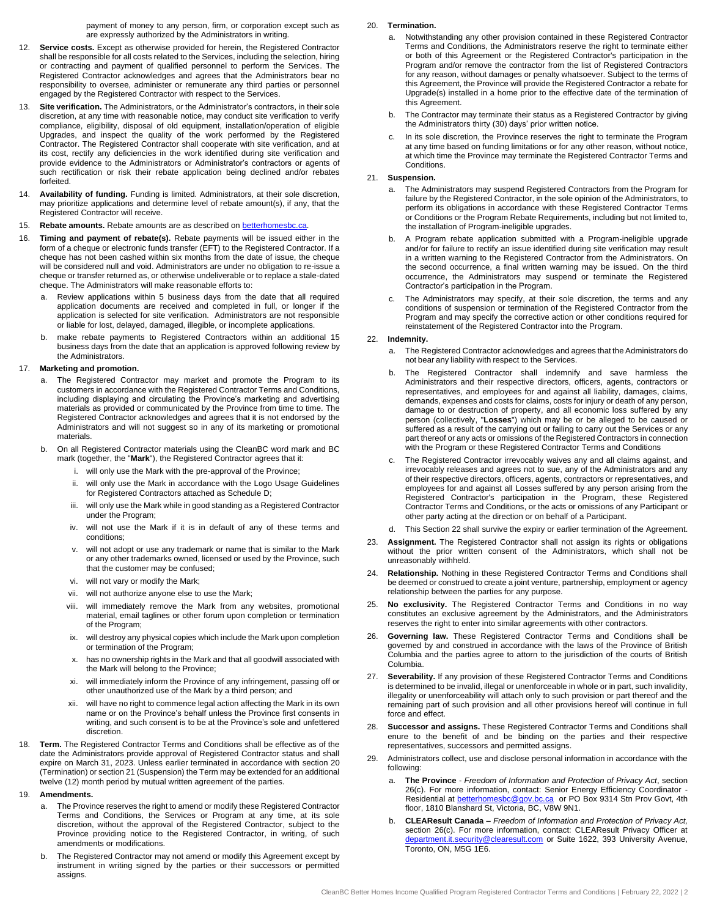payment of money to any person, firm, or corporation except such as are expressly authorized by the Administrators in writing.

12. **Service costs.** Except as otherwise provided for herein, the Registered Contractor shall be responsible for all costs related to the Services, including the selection, hiring or contracting and payment of qualified personnel to perform the Services. The Registered Contractor acknowledges and agrees that the Administrators bear no responsibility to oversee, administer or remunerate any third parties or personnel engaged by the Registered Contractor with respect to the Services.

13. **Site verification.** The Administrators, or the Administrator's contractors, in their sole discretion, at any time with reasonable notice, may conduct site verification to verify compliance, eligibility, disposal of old equipment, installation/operation of eligible Upgrades, and inspect the quality of the work performed by the Registered Contractor. The Registered Contractor shall cooperate with site verification, and at its cost, rectify any deficiencies in the work identified during site verification and provide evidence to the Administrators or Administrator's contractors or agents of such rectification or risk their rebate application being declined and/or rebates forfeited.

14. **Availability of funding.** Funding is limited. Administrators, at their sole discretion, may prioritize applications and determine level of rebate amount(s), if any, that the Registered Contractor will receive.

15. **Rebate amounts.** Rebate amounts are as described on betterhomesbc.ca.

16. **Timing and payment of rebate(s).** Rebate payments will be issued either in the form of a cheque or electronic funds transfer (EFT) to the Registered Contractor. If a cheque has not been cashed within six months from the date of issue, the cheque will be considered null and void. Administrators are under no obligation to re-issue a cheque or transfer returned as, or otherwise undeliverable or to replace a stale-dated cheque. The Administrators will make reasonable efforts to:
    a. Review applications within 5 business days from the date that all required application documents are received and completed in full, or longer if the application is selected for site verification. Administrators are not responsible or liable for lost, delayed, damaged, illegible, or incomplete applications.
    b. make rebate payments to Registered Contractors within an additional 15 business days from the date that an application is approved following review by the Administrators.

17. **Marketing and promotion.**
    a. The Registered Contractor may market and promote the Program to its customers in accordance with the Registered Contractor Terms and Conditions, including displaying and circulating the Province's marketing and advertising materials as provided or communicated by the Province from time to time. The Registered Contractor acknowledges and agrees that it is not endorsed by the Administrators and will not suggest so in any of its marketing or promotional materials.
    b. On all Registered Contractor materials using the CleanBC word mark and BC mark (together, the "**Mark**"), the Registered Contractor agrees that it:
        i. will only use the Mark with the pre-approval of the Province;
        ii. will only use the Mark in accordance with the Logo Usage Guidelines for Registered Contractors attached as Schedule D;
        iii. will only use the Mark while in good standing as a Registered Contractor under the Program;
        iv. will not use the Mark if it is in default of any of these terms and conditions;
        v. will not adopt or use any trademark or name that is similar to the Mark or any other trademarks owned, licensed or used by the Province, such that the customer may be confused;
        vi. will not vary or modify the Mark;
        vii. will not authorize anyone else to use the Mark;
        viii. will immediately remove the Mark from any websites, promotional material, email taglines or other forum upon completion or termination of the Program;
        ix. will destroy any physical copies which include the Mark upon completion or termination of the Program;
        x. has no ownership rights in the Mark and that all goodwill associated with the Mark will belong to the Province;
        xi. will immediately inform the Province of any infringement, passing off or other unauthorized use of the Mark by a third person; and
        xii. will have no right to commence legal action affecting the Mark in its own name or on the Province's behalf unless the Province first consents in writing, and such consent is to be at the Province's sole and unfettered discretion.

18. **Term.** The Registered Contractor Terms and Conditions shall be effective as of the date the Administrators provide approval of Registered Contractor status and shall expire on March 31, 2023. Unless earlier terminated in accordance with section 20 (Termination) or section 21 (Suspension) the Term may be extended for an additional twelve (12) month period by mutual written agreement of the parties.

19. **Amendments.**
    a. The Province reserves the right to amend or modify these Registered Contractor Terms and Conditions, the Services or Program at any time, at its sole discretion, without the approval of the Registered Contractor, subject to the Province providing notice to the Registered Contractor, in writing, of such amendments or modifications.
    b. The Registered Contractor may not amend or modify this Agreement except by instrument in writing signed by the parties or their successors or permitted assigns.

20. **Termination.**
    a. Notwithstanding any other provision contained in these Registered Contractor Terms and Conditions, the Administrators reserve the right to terminate either or both of this Agreement or the Registered Contractor's participation in the Program and/or remove the contractor from the list of Registered Contractors for any reason, without damages or penalty whatsoever. Subject to the terms of this Agreement, the Province will provide the Registered Contractor a rebate for Upgrade(s) installed in a home prior to the effective date of the termination of this Agreement.
    b. The Contractor may terminate their status as a Registered Contractor by giving the Administrators thirty (30) days' prior written notice.
    c. In its sole discretion, the Province reserves the right to terminate the Program at any time based on funding limitations or for any other reason, without notice, at which time the Province may terminate the Registered Contractor Terms and Conditions.

21. **Suspension.**
    a. The Administrators may suspend Registered Contractors from the Program for failure by the Registered Contractor, in the sole opinion of the Administrators, to perform its obligations in accordance with these Registered Contractor Terms or Conditions or the Program Rebate Requirements, including but not limited to, the installation of Program-ineligible upgrades.
    b. A Program rebate application submitted with a Program-ineligible upgrade and/or for failure to rectify an issue identified during site verification may result in a written warning to the Registered Contractor from the Administrators. On the second occurrence, a final written warning may be issued. On the third occurrence, the Administrators may suspend or terminate the Registered Contractor's participation in the Program.
    c. The Administrators may specify, at their sole discretion, the terms and any conditions of suspension or termination of the Registered Contractor from the Program and may specify the corrective action or other conditions required for reinstatement of the Registered Contractor into the Program.

22. **Indemnity.**
    a. The Registered Contractor acknowledges and agrees that the Administrators do not bear any liability with respect to the Services.
    b. The Registered Contractor shall indemnify and save harmless the Administrators and their respective directors, officers, agents, contractors or representatives, and employees for and against all liability, damages, claims, demands, expenses and costs for claims, costs for injury or death of any person, damage to or destruction of property, and all economic loss suffered by any person (collectively, "**Losses**") which may be or be alleged to be caused or suffered as a result of the carrying out or failing to carry out the Services or any part thereof or any acts or omissions of the Registered Contractors in connection with the Program or these Registered Contractor Terms and Conditions
    c. The Registered Contractor irrevocably waives any and all claims against, and irrevocably releases and agrees not to sue, any of the Administrators and any of their respective directors, officers, agents, contractors or representatives, and employees for and against all Losses suffered by any person arising from the Registered Contractor's participation in the Program, these Registered Contractor Terms and Conditions, or the acts or omissions of any Participant or other party acting at the direction or on behalf of a Participant.
    d. This Section 22 shall survive the expiry or earlier termination of the Agreement.

23. **Assignment.** The Registered Contractor shall not assign its rights or obligations without the prior written consent of the Administrators, which shall not be unreasonably withheld.

24. **Relationship.** Nothing in these Registered Contractor Terms and Conditions shall be deemed or construed to create a joint venture, partnership, employment or agency relationship between the parties for any purpose.

25. **No exclusivity.** The Registered Contractor Terms and Conditions in no way constitutes an exclusive agreement by the Administrators, and the Administrators reserves the right to enter into similar agreements with other contractors.

26. **Governing law.** These Registered Contractor Terms and Conditions shall be governed by and construed in accordance with the laws of the Province of British Columbia and the parties agree to attorn to the jurisdiction of the courts of British Columbia.

27. **Severability.** If any provision of these Registered Contractor Terms and Conditions is determined to be invalid, illegal or unenforceable in whole or in part, such invalidity, illegality or unenforceability will attach only to such provision or part thereof and the remaining part of such provision and all other provisions hereof will continue in full force and effect.

28. **Successor and assigns.** These Registered Contractor Terms and Conditions shall enure to the benefit of and be binding on the parties and their respective representatives, successors and permitted assigns.

29. Administrators collect, use and disclose personal information in accordance with the following:
    a. **The Province** - *Freedom of Information and Protection of Privacy Act*, section 26(c). For more information, contact: Senior Energy Efficiency Coordinator - Residential at betterhomesbc@gov.bc.ca or PO Box 9314 Stn Prov Govt, 4th floor, 1810 Blanshard St, Victoria, BC, V8W 9N1.
    b. **CLEAResult Canada –** *Freedom of Information and Protection of Privacy Act,* section 26(c). For more information, contact: CLEAResult Privacy Officer at department.it.security@clearesult.com or Suite 1622, 393 University Avenue, Toronto, ON, M5G 1E6.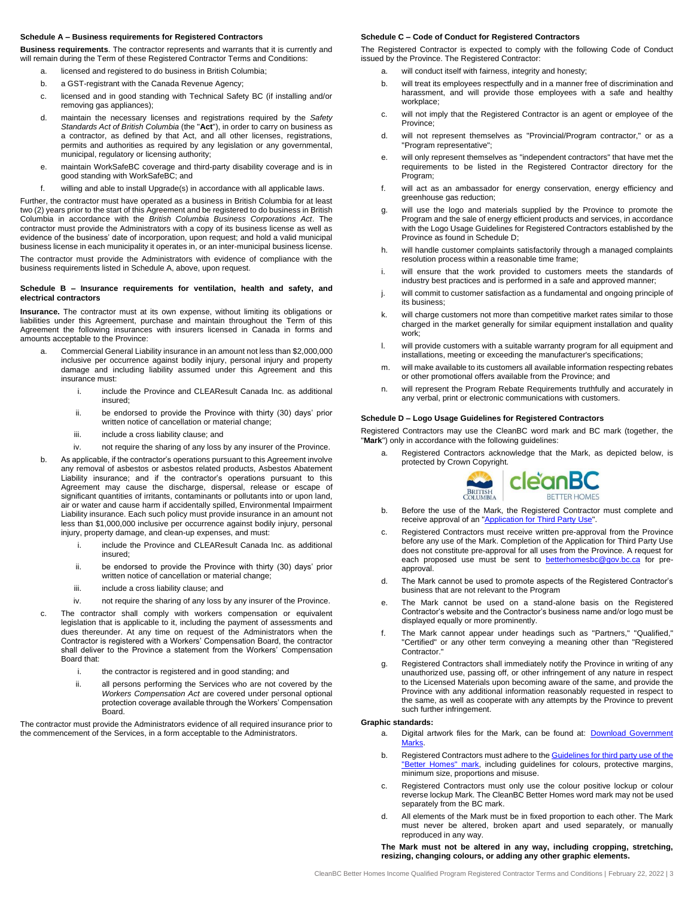### Schedule A – Business requirements for Registered Contractors

**Business requirements**. The contractor represents and warrants that it is currently and will remain during the Term of these Registered Contractor Terms and Conditions:

a. licensed and registered to do business in British Columbia;
b. a GST-registrant with the Canada Revenue Agency;
c. licensed and in good standing with Technical Safety BC (if installing and/or removing gas appliances);
d. maintain the necessary licenses and registrations required by the *Safety Standards Act of British Columbia* (the "**Act**"), in order to carry on business as a contractor, as defined by that Act, and all other licenses, registrations, permits and authorities as required by any legislation or any governmental, municipal, regulatory or licensing authority;
e. maintain WorkSafeBC coverage and third-party disability coverage and is in good standing with WorkSafeBC; and
f. willing and able to install Upgrade(s) in accordance with all applicable laws.

Further, the contractor must have operated as a business in British Columbia for at least two (2) years prior to the start of this Agreement and be registered to do business in British Columbia in accordance with the *British Columbia Business Corporations Act*. The contractor must provide the Administrators with a copy of its business license as well as evidence of the business' date of incorporation, upon request; and hold a valid municipal business license in each municipality it operates in, or an inter-municipal business license.

The contractor must provide the Administrators with evidence of compliance with the business requirements listed in Schedule A, above, upon request.

### Schedule B – Insurance requirements for ventilation, health and safety, and electrical contractors

**Insurance.** The contractor must at its own expense, without limiting its obligations or liabilities under this Agreement, purchase and maintain throughout the Term of this Agreement the following insurances with insurers licensed in Canada in forms and amounts acceptable to the Province:

a. Commercial General Liability insurance in an amount not less than $2,000,000 inclusive per occurrence against bodily injury, personal injury and property damage and including liability assumed under this Agreement and this insurance must:
   i. include the Province and CLEAResult Canada Inc. as additional insured;
   ii. be endorsed to provide the Province with thirty (30) days' prior written notice of cancellation or material change;
   iii. include a cross liability clause; and
   iv. not require the sharing of any loss by any insurer of the Province.
b. As applicable, if the contractor's operations pursuant to this Agreement involve any removal of asbestos or asbestos related products, Asbestos Abatement Liability insurance; and if the contractor's operations pursuant to this Agreement may cause the discharge, dispersal, release or escape of significant quantities of irritants, contaminants or pollutants into or upon land, air or water and cause harm if accidentally spilled, Environmental Impairment Liability insurance. Each such policy must provide insurance in an amount not less than $1,000,000 inclusive per occurrence against bodily injury, personal injury, property damage, and clean-up expenses, and must:
   i. include the Province and CLEAResult Canada Inc. as additional insured;
   ii. be endorsed to provide the Province with thirty (30) days' prior written notice of cancellation or material change;
   iii. include a cross liability clause; and
   iv. not require the sharing of any loss by any insurer of the Province.
c. The contractor shall comply with workers compensation or equivalent legislation that is applicable to it, including the payment of assessments and dues thereunder. At any time on request of the Administrators when the Contractor is registered with a Workers' Compensation Board, the contractor shall deliver to the Province a statement from the Workers' Compensation Board that:
   i. the contractor is registered and in good standing; and
   ii. all persons performing the Services who are not covered by the *Workers Compensation Act* are covered under personal optional protection coverage available through the Workers' Compensation Board.

The contractor must provide the Administrators evidence of all required insurance prior to the commencement of the Services, in a form acceptable to the Administrators.

### Schedule C – Code of Conduct for Registered Contractors

The Registered Contractor is expected to comply with the following Code of Conduct issued by the Province. The Registered Contractor:

a. will conduct itself with fairness, integrity and honesty;
b. will treat its employees respectfully and in a manner free of discrimination and harassment, and will provide those employees with a safe and healthy workplace;
c. will not imply that the Registered Contractor is an agent or employee of the Province;
d. will not represent themselves as "Provincial/Program contractor," or as a "Program representative";
e. will only represent themselves as "independent contractors" that have met the requirements to be listed in the Registered Contractor directory for the Program;
f. will act as an ambassador for energy conservation, energy efficiency and greenhouse gas reduction;
g. will use the logo and materials supplied by the Province to promote the Program and the sale of energy efficient products and services, in accordance with the Logo Usage Guidelines for Registered Contractors established by the Province as found in Schedule D;
h. will handle customer complaints satisfactorily through a managed complaints resolution process within a reasonable time frame;
i. will ensure that the work provided to customers meets the standards of industry best practices and is performed in a safe and approved manner;
j. will commit to customer satisfaction as a fundamental and ongoing principle of its business;
k. will charge customers not more than competitive market rates similar to those charged in the market generally for similar equipment installation and quality work;
l. will provide customers with a suitable warranty program for all equipment and installations, meeting or exceeding the manufacturer's specifications;
m. will make available to its customers all available information respecting rebates or other promotional offers available from the Province; and
n. will represent the Program Rebate Requirements truthfully and accurately in any verbal, print or electronic communications with customers.

### Schedule D – Logo Usage Guidelines for Registered Contractors

Registered Contractors may use the CleanBC word mark and BC mark (together, the "**Mark**") only in accordance with the following guidelines:

a. Registered Contractors acknowledge that the Mark, as depicted below, is protected by Crown Copyright.

BRITISH COLUMBIA | cleanBC BETTER HOMES

b. Before the use of the Mark, the Registered Contractor must complete and receive approval of an "Application for Third Party Use".
c. Registered Contractors must receive written pre-approval from the Province before any use of the Mark. Completion of the Application for Third Party Use does not constitute pre-approval for all uses from the Province. A request for each proposed use must be sent to betterhomesbc@gov.bc.ca for pre-approval.
d. The Mark cannot be used to promote aspects of the Registered Contractor's business that are not relevant to the Program
e. The Mark cannot be used on a stand-alone basis on the Registered Contractor's website and the Contractor's business name and/or logo must be displayed equally or more prominently.
f. The Mark cannot appear under headings such as "Partners," "Qualified," "Certified" or any other term conveying a meaning other than "Registered Contractor."
g. Registered Contractors shall immediately notify the Province in writing of any unauthorized use, passing off, or other infringement of any nature in respect to the Licensed Materials upon becoming aware of the same, and provide the Province with any additional information reasonably requested in respect to the same, as well as cooperate with any attempts by the Province to prevent such further infringement.

**Graphic standards:**

a. Digital artwork files for the Mark, can be found at: Download Government Marks.
b. Registered Contractors must adhere to the Guidelines for third party use of the "Better Homes" mark, including guidelines for colours, protective margins, minimum size, proportions and misuse.
c. Registered Contractors must only use the colour positive lockup or colour reverse lockup Mark. The CleanBC Better Homes word mark may not be used separately from the BC mark.
d. All elements of the Mark must be in fixed proportion to each other. The Mark must never be altered, broken apart and used separately, or manually reproduced in any way.

**The Mark must not be altered in any way, including cropping, stretching, resizing, changing colours, or adding any other graphic elements.**